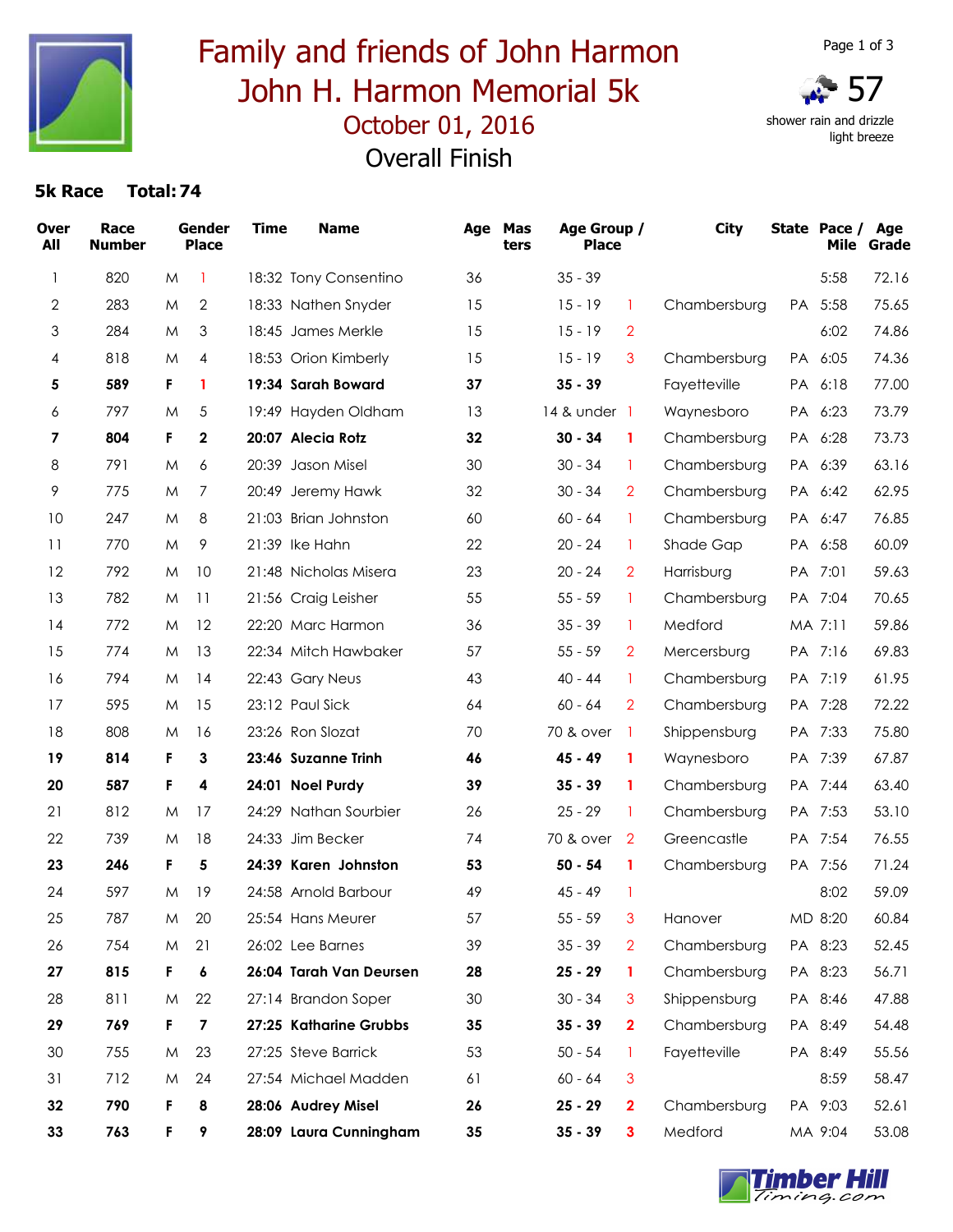# Family and friends of John Harmon
# John H. Harmon Memorial 5k
## October 01, 2016
## Overall Finish

57 shower rain and drizzle light breeze

**5k Race Total: 74**

| Over All | Race Number | Gender | Place | Time | Name | Age | Mas ters | Age Group | Place | City | State | Pace / Mile | Age Grade |
|---|---|---|---|---|---|---|---|---|---|---|---|---|---|
| 1 | 820 | M | 1 | 18:32 | Tony Consentino | 36 | | 35 - 39 | | | | 5:58 | 72.16 |
| 2 | 283 | M | 2 | 18:33 | Nathen Snyder | 15 | | 15 - 19 | 1 | Chambersburg | PA | 5:58 | 75.65 |
| 3 | 284 | M | 3 | 18:45 | James Merkle | 15 | | 15 - 19 | 2 | | | 6:02 | 74.86 |
| 4 | 818 | M | 4 | 18:53 | Orion Kimberly | 15 | | 15 - 19 | 3 | Chambersburg | PA | 6:05 | 74.36 |
| **5** | **589** | **F** | **1** | **19:34** | **Sarah Boward** | **37** | | **35 - 39** | | Fayetteville | PA | 6:18 | 77.00 |
| 6 | 797 | M | 5 | 19:49 | Hayden Oldham | 13 | | 14 & under | 1 | Waynesboro | PA | 6:23 | 73.79 |
| **7** | **804** | **F** | **2** | **20:07** | **Alecia Rotz** | **32** | | **30 - 34** | **1** | Chambersburg | PA | 6:28 | 73.73 |
| 8 | 791 | M | 6 | 20:39 | Jason Misel | 30 | | 30 - 34 | 1 | Chambersburg | PA | 6:39 | 63.16 |
| 9 | 775 | M | 7 | 20:49 | Jeremy Hawk | 32 | | 30 - 34 | 2 | Chambersburg | PA | 6:42 | 62.95 |
| 10 | 247 | M | 8 | 21:03 | Brian Johnston | 60 | | 60 - 64 | 1 | Chambersburg | PA | 6:47 | 76.85 |
| 11 | 770 | M | 9 | 21:39 | Ike Hahn | 22 | | 20 - 24 | 1 | Shade Gap | PA | 6:58 | 60.09 |
| 12 | 792 | M | 10 | 21:48 | Nicholas Misera | 23 | | 20 - 24 | 2 | Harrisburg | PA | 7:01 | 59.63 |
| 13 | 782 | M | 11 | 21:56 | Craig Leisher | 55 | | 55 - 59 | 1 | Chambersburg | PA | 7:04 | 70.65 |
| 14 | 772 | M | 12 | 22:20 | Marc Harmon | 36 | | 35 - 39 | 1 | Medford | MA | 7:11 | 59.86 |
| 15 | 774 | M | 13 | 22:34 | Mitch Hawbaker | 57 | | 55 - 59 | 2 | Mercersburg | PA | 7:16 | 69.83 |
| 16 | 794 | M | 14 | 22:43 | Gary Neus | 43 | | 40 - 44 | 1 | Chambersburg | PA | 7:19 | 61.95 |
| 17 | 595 | M | 15 | 23:12 | Paul Sick | 64 | | 60 - 64 | 2 | Chambersburg | PA | 7:28 | 72.22 |
| 18 | 808 | M | 16 | 23:26 | Ron Slozat | 70 | | 70 & over | 1 | Shippensburg | PA | 7:33 | 75.80 |
| **19** | **814** | **F** | **3** | **23:46** | **Suzanne Trinh** | **46** | | **45 - 49** | **1** | Waynesboro | PA | 7:39 | 67.87 |
| **20** | **587** | **F** | **4** | **24:01** | **Noel Purdy** | **39** | | **35 - 39** | **1** | Chambersburg | PA | 7:44 | 63.40 |
| 21 | 812 | M | 17 | 24:29 | Nathan Sourbier | 26 | | 25 - 29 | 1 | Chambersburg | PA | 7:53 | 53.10 |
| 22 | 739 | M | 18 | 24:33 | Jim Becker | 74 | | 70 & over | 2 | Greencastle | PA | 7:54 | 76.55 |
| **23** | **246** | **F** | **5** | **24:39** | **Karen Johnston** | **53** | | **50 - 54** | **1** | Chambersburg | PA | 7:56 | 71.24 |
| 24 | 597 | M | 19 | 24:58 | Arnold Barbour | 49 | | 45 - 49 | 1 | | | 8:02 | 59.09 |
| 25 | 787 | M | 20 | 25:54 | Hans Meurer | 57 | | 55 - 59 | 3 | Hanover | MD | 8:20 | 60.84 |
| 26 | 754 | M | 21 | 26:02 | Lee Barnes | 39 | | 35 - 39 | 2 | Chambersburg | PA | 8:23 | 52.45 |
| **27** | **815** | **F** | **6** | **26:04** | **Tarah Van Deursen** | **28** | | **25 - 29** | **1** | Chambersburg | PA | 8:23 | 56.71 |
| 28 | 811 | M | 22 | 27:14 | Brandon Soper | 30 | | 30 - 34 | 3 | Shippensburg | PA | 8:46 | 47.88 |
| **29** | **769** | **F** | **7** | **27:25** | **Katharine Grubbs** | **35** | | **35 - 39** | **2** | Chambersburg | PA | 8:49 | 54.48 |
| 30 | 755 | M | 23 | 27:25 | Steve Barrick | 53 | | 50 - 54 | 1 | Fayetteville | PA | 8:49 | 55.56 |
| 31 | 712 | M | 24 | 27:54 | Michael Madden | 61 | | 60 - 64 | 3 | | | 8:59 | 58.47 |
| **32** | **790** | **F** | **8** | **28:06** | **Audrey Misel** | **26** | | **25 - 29** | **2** | Chambersburg | PA | 9:03 | 52.61 |
| **33** | **763** | **F** | **9** | **28:09** | **Laura Cunningham** | **35** | | **35 - 39** | **3** | Medford | MA | 9:04 | 53.08 |

Timber Hill Timing.com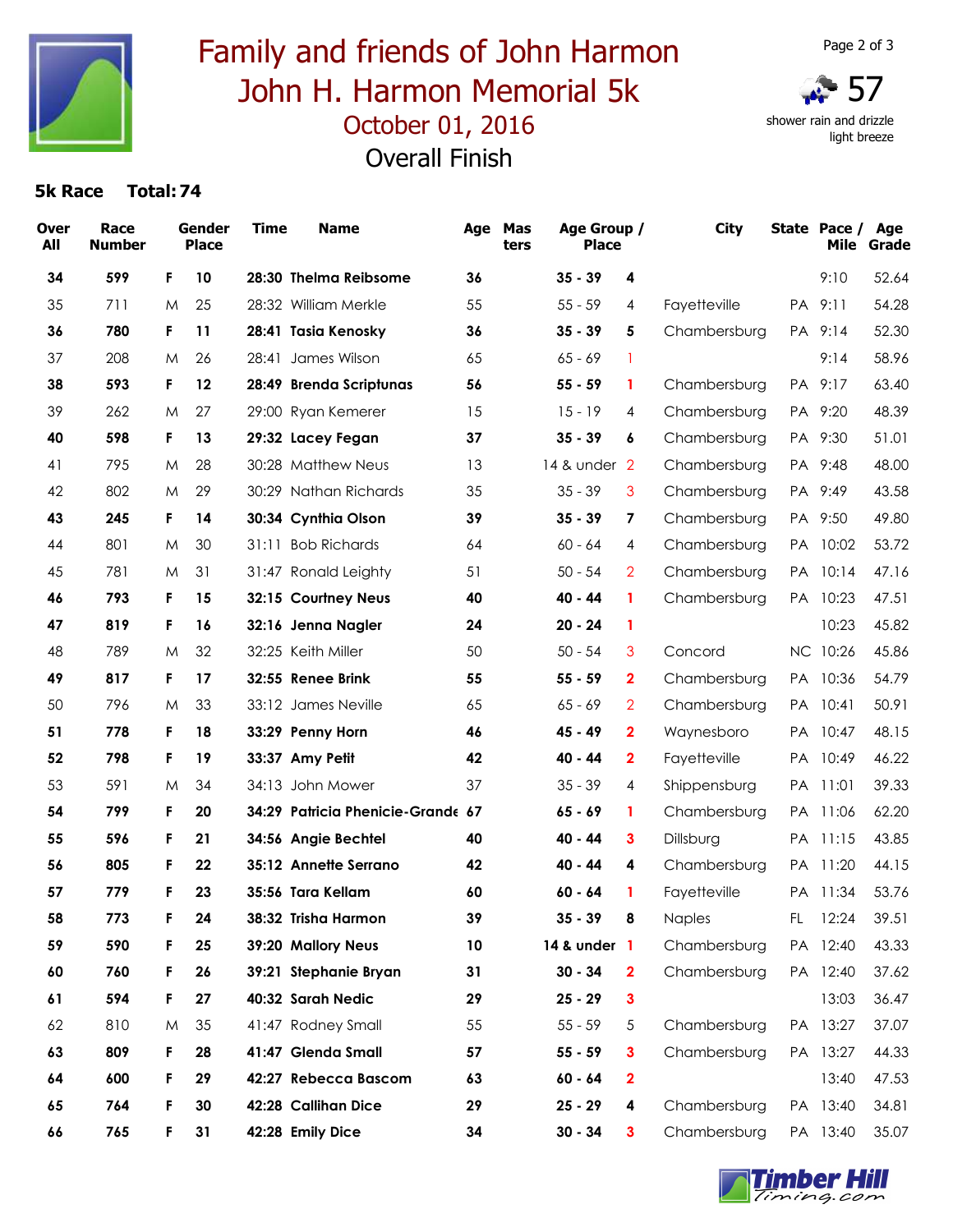# Family and friends of John Harmon
# John H. Harmon Memorial 5k
## October 01, 2016
## Overall Finish

57 shower rain and drizzle light breeze

**5k Race Total: 74**

| Over All | Race Number | Gender | Place | Time | Name | Age | Masters | Age Group | Place | City | State | Pace / Mile | Age Grade |
|---|---|---|---|---|---|---|---|---|---|---|---|---|---|
| 34 | 599 | F | 10 | 28:30 | Thelma Reibsome | 36 | | 35 - 39 | 4 | | | 9:10 | 52.64 |
| 35 | 711 | M | 25 | 28:32 | William Merkle | 55 | | 55 - 59 | 4 | Fayetteville | PA | 9:11 | 54.28 |
| 36 | 780 | F | 11 | 28:41 | Tasia Kenosky | 36 | | 35 - 39 | 5 | Chambersburg | PA | 9:14 | 52.30 |
| 37 | 208 | M | 26 | 28:41 | James Wilson | 65 | | 65 - 69 | 1 | | | 9:14 | 58.96 |
| 38 | 593 | F | 12 | 28:49 | Brenda Scriptunas | 56 | | 55 - 59 | 1 | Chambersburg | PA | 9:17 | 63.40 |
| 39 | 262 | M | 27 | 29:00 | Ryan Kemerer | 15 | | 15 - 19 | 4 | Chambersburg | PA | 9:20 | 48.39 |
| 40 | 598 | F | 13 | 29:32 | Lacey Fegan | 37 | | 35 - 39 | 6 | Chambersburg | PA | 9:30 | 51.01 |
| 41 | 795 | M | 28 | 30:28 | Matthew Neus | 13 | | 14 & under | 2 | Chambersburg | PA | 9:48 | 48.00 |
| 42 | 802 | M | 29 | 30:29 | Nathan Richards | 35 | | 35 - 39 | 3 | Chambersburg | PA | 9:49 | 43.58 |
| 43 | 245 | F | 14 | 30:34 | Cynthia Olson | 39 | | 35 - 39 | 7 | Chambersburg | PA | 9:50 | 49.80 |
| 44 | 801 | M | 30 | 31:11 | Bob Richards | 64 | | 60 - 64 | 4 | Chambersburg | PA | 10:02 | 53.72 |
| 45 | 781 | M | 31 | 31:47 | Ronald Leighty | 51 | | 50 - 54 | 2 | Chambersburg | PA | 10:14 | 47.16 |
| 46 | 793 | F | 15 | 32:15 | Courtney Neus | 40 | | 40 - 44 | 1 | Chambersburg | PA | 10:23 | 47.51 |
| 47 | 819 | F | 16 | 32:16 | Jenna Nagler | 24 | | 20 - 24 | 1 | | | 10:23 | 45.82 |
| 48 | 789 | M | 32 | 32:25 | Keith Miller | 50 | | 50 - 54 | 3 | Concord | NC | 10:26 | 45.86 |
| 49 | 817 | F | 17 | 32:55 | Renee Brink | 55 | | 55 - 59 | 2 | Chambersburg | PA | 10:36 | 54.79 |
| 50 | 796 | M | 33 | 33:12 | James Neville | 65 | | 65 - 69 | 2 | Chambersburg | PA | 10:41 | 50.91 |
| 51 | 778 | F | 18 | 33:29 | Penny Horn | 46 | | 45 - 49 | 2 | Waynesboro | PA | 10:47 | 48.15 |
| 52 | 798 | F | 19 | 33:37 | Amy Petit | 42 | | 40 - 44 | 2 | Fayetteville | PA | 10:49 | 46.22 |
| 53 | 591 | M | 34 | 34:13 | John Mower | 37 | | 35 - 39 | 4 | Shippensburg | PA | 11:01 | 39.33 |
| 54 | 799 | F | 20 | 34:29 | Patricia Phenicie-Grande | 67 | | 65 - 69 | 1 | Chambersburg | PA | 11:06 | 62.20 |
| 55 | 596 | F | 21 | 34:56 | Angie Bechtel | 40 | | 40 - 44 | 3 | Dillsburg | PA | 11:15 | 43.85 |
| 56 | 805 | F | 22 | 35:12 | Annette Serrano | 42 | | 40 - 44 | 4 | Chambersburg | PA | 11:20 | 44.15 |
| 57 | 779 | F | 23 | 35:56 | Tara Kellam | 60 | | 60 - 64 | 1 | Fayetteville | PA | 11:34 | 53.76 |
| 58 | 773 | F | 24 | 38:32 | Trisha Harmon | 39 | | 35 - 39 | 8 | Naples | FL | 12:24 | 39.51 |
| 59 | 590 | F | 25 | 39:20 | Mallory Neus | 10 | | 14 & under | 1 | Chambersburg | PA | 12:40 | 43.33 |
| 60 | 760 | F | 26 | 39:21 | Stephanie Bryan | 31 | | 30 - 34 | 2 | Chambersburg | PA | 12:40 | 37.62 |
| 61 | 594 | F | 27 | 40:32 | Sarah Nedic | 29 | | 25 - 29 | 3 | | | 13:03 | 36.47 |
| 62 | 810 | M | 35 | 41:47 | Rodney Small | 55 | | 55 - 59 | 5 | Chambersburg | PA | 13:27 | 37.07 |
| 63 | 809 | F | 28 | 41:47 | Glenda Small | 57 | | 55 - 59 | 3 | Chambersburg | PA | 13:27 | 44.33 |
| 64 | 600 | F | 29 | 42:27 | Rebecca Bascom | 63 | | 60 - 64 | 2 | | | 13:40 | 47.53 |
| 65 | 764 | F | 30 | 42:28 | Callihan Dice | 29 | | 25 - 29 | 4 | Chambersburg | PA | 13:40 | 34.81 |
| 66 | 765 | F | 31 | 42:28 | Emily Dice | 34 | | 30 - 34 | 3 | Chambersburg | PA | 13:40 | 35.07 |

Timber Hill Timing.com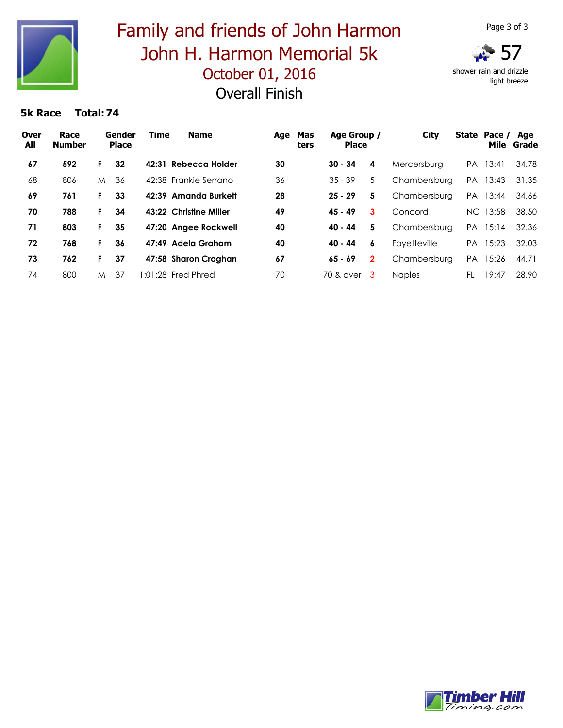# Family and friends of John Harmon
# John H. Harmon Memorial 5k
## October 01, 2016
## Overall Finish

57
shower rain and drizzle
light breeze

**5k Race Total: 74**

| Over All | Race Number | Gender | Place | Time | Name | Age | Mas ters | Age Group | Place | City | State | Pace / Mile | Age Grade |
|---|---|---|---|---|---|---|---|---|---|---|---|---|---|
| **67** | **592** | **F** | **32** | **42:31** | **Rebecca Holder** | **30** | | **30 - 34** | **4** | Mercersburg | PA | 13:41 | 34.78 |
| 68 | 806 | M | 36 | 42:38 | Frankie Serrano | 36 | | 35 - 39 | 5 | Chambersburg | PA | 13:43 | 31.35 |
| **69** | **761** | **F** | **33** | **42:39** | **Amanda Burkett** | **28** | | **25 - 29** | **5** | Chambersburg | PA | 13:44 | 34.66 |
| **70** | **788** | **F** | **34** | **43:22** | **Christine Miller** | **49** | | **45 - 49** | **3** | Concord | NC | 13:58 | 38.50 |
| **71** | **803** | **F** | **35** | **47:20** | **Angee Rockwell** | **40** | | **40 - 44** | **5** | Chambersburg | PA | 15:14 | 32.36 |
| **72** | **768** | **F** | **36** | **47:49** | **Adela Graham** | **40** | | **40 - 44** | **6** | Fayetteville | PA | 15:23 | 32.03 |
| **73** | **762** | **F** | **37** | **47:58** | **Sharon Croghan** | **67** | | **65 - 69** | **2** | Chambersburg | PA | 15:26 | 44.71 |
| 74 | 800 | M | 37 | 1:01:28 | Fred Phred | 70 | | 70 & over | 3 | Naples | FL | 19:47 | 28.90 |

Timber Hill Timing.com